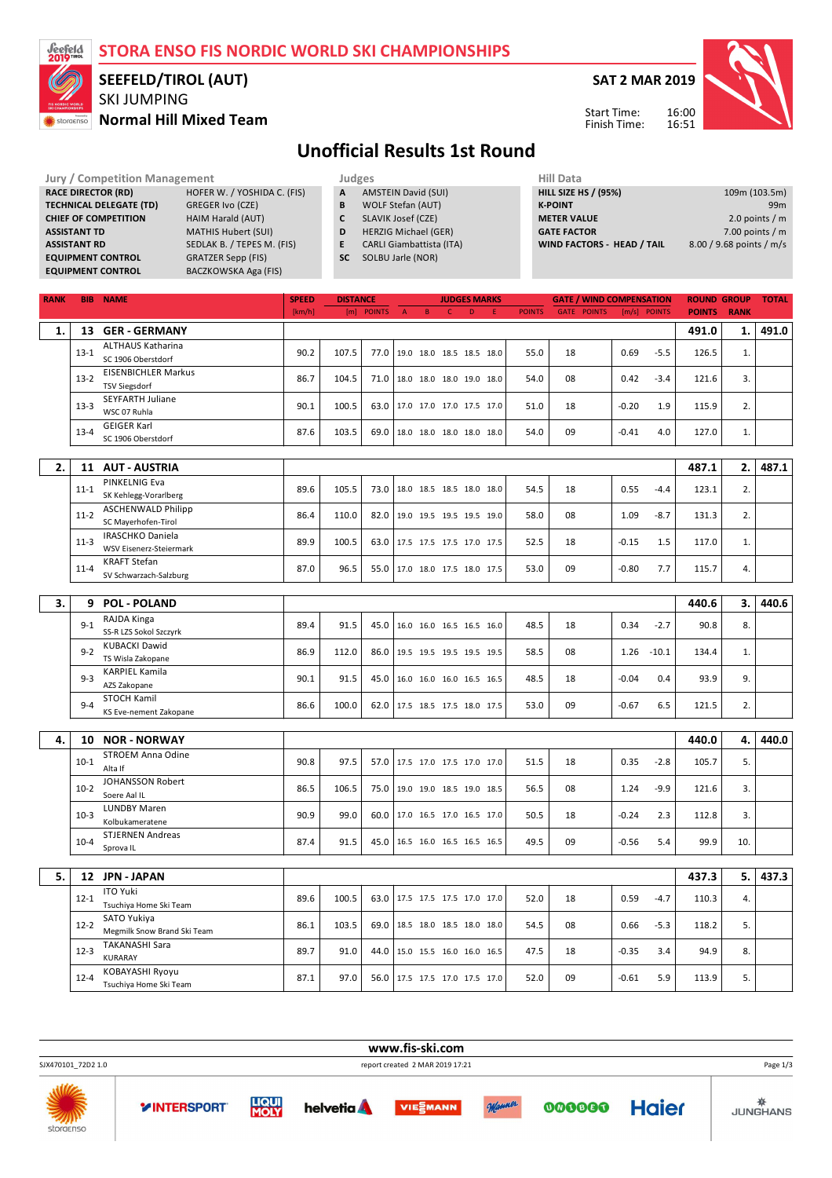# STORA ENSO FIS NORDIC WORLD SKI CHAMPIONSHIPS

## SEEFELD/TIROL (AUT)

SKI JUMPING

**Normal Hill Mixed Team**

**SAT 2 MAR 2019**

Start Time: 16:00
Finish Time: 16:51

# Unofficial Results 1st Round

| Jury / Competition Management | |
|---|---|
| RACE DIRECTOR (RD) | HOFER W. / YOSHIDA C. (FIS) |
| TECHNICAL DELEGATE (TD) | GREGER Ivo (CZE) |
| CHIEF OF COMPETITION | HAIM Harald (AUT) |
| ASSISTANT TD | MATHIS Hubert (SUI) |
| ASSISTANT RD | SEDLAK B. / TEPES M. (FIS) |
| EQUIPMENT CONTROL | GRATZER Sepp (FIS) |
| EQUIPMENT CONTROL | BACZKOWSKA Aga (FIS) |

| Judges | |
|---|---|
| A | AMSTEIN David (SUI) |
| B | WOLF Stefan (AUT) |
| C | SLAVIK Josef (CZE) |
| D | HERZIG Michael (GER) |
| E | CARLI Giambattista (ITA) |
| SC | SOLBU Jarle (NOR) |

| Hill Data | |
|---|---|
| HILL SIZE HS / (95%) | 109m (103.5m) |
| K-POINT | 99m |
| METER VALUE | 2.0 points / m |
| GATE FACTOR | 7.00 points / m |
| WIND FACTORS - HEAD / TAIL | 8.00 / 9.68 points / m/s |

| RANK | BIB | NAME | SPEED [km/h] | DISTANCE [m] | DISTANCE POINTS | A | B | C | D | E | JUDGES POINTS | GATE | GATE POINTS | WIND [m/s] | WIND POINTS | ROUND POINTS | GROUP RANK | TOTAL |
|---|---|---|---|---|---|---|---|---|---|---|---|---|---|---|---|---|---|---|
| 1. | 13 | **GER - GERMANY** | | | | | | | | | | | | | | 491.0 | 1. | 491.0 |
| | 13-1 | ALTHAUS Katharina<br>SC 1906 Oberstdorf | 90.2 | 107.5 | 77.0 | 19.0 | 18.0 | 18.5 | 18.5 | 18.0 | 55.0 | 18 | | 0.69 | -5.5 | 126.5 | 1. | |
| | 13-2 | EISENBICHLER Markus<br>TSV Siegsdorf | 86.7 | 104.5 | 71.0 | 18.0 | 18.0 | 18.0 | 19.0 | 18.0 | 54.0 | 08 | | 0.42 | -3.4 | 121.6 | 3. | |
| | 13-3 | SEYFARTH Juliane<br>WSC 07 Ruhla | 90.1 | 100.5 | 63.0 | 17.0 | 17.0 | 17.0 | 17.5 | 17.0 | 51.0 | 18 | | -0.20 | 1.9 | 115.9 | 2. | |
| | 13-4 | GEIGER Karl<br>SC 1906 Oberstdorf | 87.6 | 103.5 | 69.0 | 18.0 | 18.0 | 18.0 | 18.0 | 18.0 | 54.0 | 09 | | -0.41 | 4.0 | 127.0 | 1. | |
| 2. | 11 | **AUT - AUSTRIA** | | | | | | | | | | | | | | 487.1 | 2. | 487.1 |
| | 11-1 | PINKELNIG Eva<br>SK Kehlegg-Vorarlberg | 89.6 | 105.5 | 73.0 | 18.0 | 18.5 | 18.5 | 18.0 | 18.0 | 54.5 | 18 | | 0.55 | -4.4 | 123.1 | 2. | |
| | 11-2 | ASCHENWALD Philipp<br>SC Mayerhofen-Tirol | 86.4 | 110.0 | 82.0 | 19.0 | 19.5 | 19.5 | 19.5 | 19.0 | 58.0 | 08 | | 1.09 | -8.7 | 131.3 | 2. | |
| | 11-3 | IRASCHKO Daniela<br>WSV Eisenerz-Steiermark | 89.9 | 100.5 | 63.0 | 17.5 | 17.5 | 17.5 | 17.0 | 17.5 | 52.5 | 18 | | -0.15 | 1.5 | 117.0 | 1. | |
| | 11-4 | KRAFT Stefan<br>SV Schwarzach-Salzburg | 87.0 | 96.5 | 55.0 | 17.0 | 18.0 | 17.5 | 18.0 | 17.5 | 53.0 | 09 | | -0.80 | 7.7 | 115.7 | 4. | |
| 3. | 9 | **POL - POLAND** | | | | | | | | | | | | | | 440.6 | 3. | 440.6 |
| | 9-1 | RAJDA Kinga<br>SS-R LZS Sokol Szczyrk | 89.4 | 91.5 | 45.0 | 16.0 | 16.0 | 16.5 | 16.5 | 16.0 | 48.5 | 18 | | 0.34 | -2.7 | 90.8 | 8. | |
| | 9-2 | KUBACKI Dawid<br>TS Wisla Zakopane | 86.9 | 112.0 | 86.0 | 19.5 | 19.5 | 19.5 | 19.5 | 19.5 | 58.5 | 08 | | 1.26 | -10.1 | 134.4 | 1. | |
| | 9-3 | KARPIEL Kamila<br>AZS Zakopane | 90.1 | 91.5 | 45.0 | 16.0 | 16.0 | 16.0 | 16.5 | 16.5 | 48.5 | 18 | | -0.04 | 0.4 | 93.9 | 9. | |
| | 9-4 | STOCH Kamil<br>KS Eve-nement Zakopane | 86.6 | 100.0 | 62.0 | 17.5 | 18.5 | 17.5 | 18.0 | 17.5 | 53.0 | 09 | | -0.67 | 6.5 | 121.5 | 2. | |
| 4. | 10 | **NOR - NORWAY** | | | | | | | | | | | | | | 440.0 | 4. | 440.0 |
| | 10-1 | STROEM Anna Odine<br>Alta If | 90.8 | 97.5 | 57.0 | 17.5 | 17.0 | 17.5 | 17.0 | 17.0 | 51.5 | 18 | | 0.35 | -2.8 | 105.7 | 5. | |
| | 10-2 | JOHANSSON Robert<br>Soere Aal IL | 86.5 | 106.5 | 75.0 | 19.0 | 19.0 | 18.5 | 19.0 | 18.5 | 56.5 | 08 | | 1.24 | -9.9 | 121.6 | 3. | |
| | 10-3 | LUNDBY Maren<br>Kolbukameratene | 90.9 | 99.0 | 60.0 | 17.0 | 16.5 | 17.0 | 16.5 | 17.0 | 50.5 | 18 | | -0.24 | 2.3 | 112.8 | 3. | |
| | 10-4 | STJERNEN Andreas<br>Sprova IL | 87.4 | 91.5 | 45.0 | 16.5 | 16.0 | 16.5 | 16.5 | 16.5 | 49.5 | 09 | | -0.56 | 5.4 | 99.9 | 10. | |
| 5. | 12 | **JPN - JAPAN** | | | | | | | | | | | | | | 437.3 | 5. | 437.3 |
| | 12-1 | ITO Yuki<br>Tsuchiya Home Ski Team | 89.6 | 100.5 | 63.0 | 17.5 | 17.5 | 17.5 | 17.0 | 17.0 | 52.0 | 18 | | 0.59 | -4.7 | 110.3 | 4. | |
| | 12-2 | SATO Yukiya<br>Megmilk Snow Brand Ski Team | 86.1 | 103.5 | 69.0 | 18.5 | 18.0 | 18.5 | 18.0 | 18.0 | 54.5 | 08 | | 0.66 | -5.3 | 118.2 | 5. | |
| | 12-3 | TAKANASHI Sara<br>KURARAY | 89.7 | 91.0 | 44.0 | 15.0 | 15.5 | 16.0 | 16.0 | 16.5 | 47.5 | 18 | | -0.35 | 3.4 | 94.9 | 8. | |
| | 12-4 | KOBAYASHI Ryoyu<br>Tsuchiya Home Ski Team | 87.1 | 97.0 | 56.0 | 17.5 | 17.5 | 17.0 | 17.5 | 17.0 | 52.0 | 09 | | -0.61 | 5.9 | 113.9 | 5. | |

www.fis-ski.com

SJX470101_72D2 1.0 report created 2 MAR 2019 17:21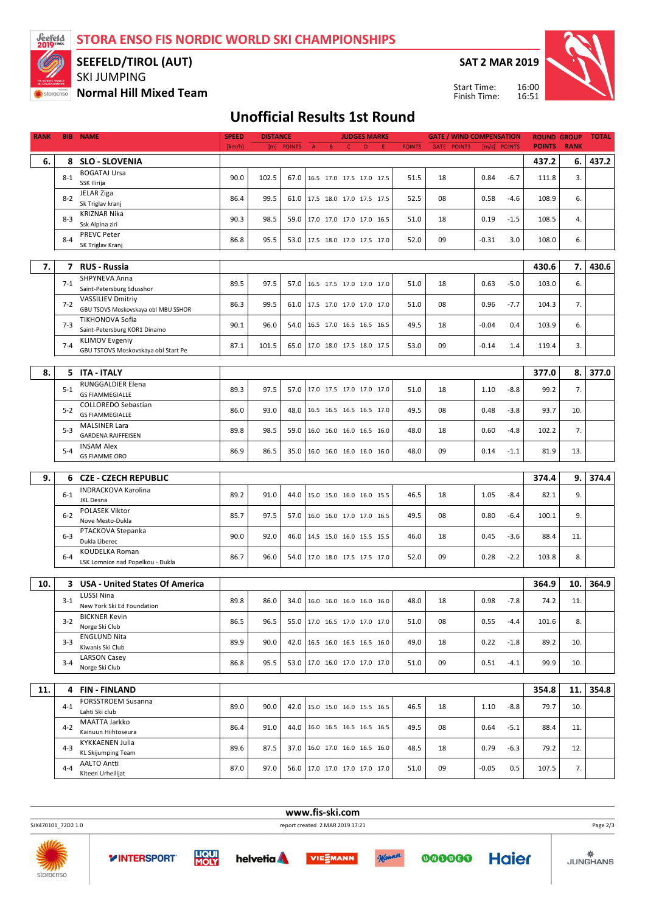# STORA ENSO FIS NORDIC WORLD SKI CHAMPIONSHIPS

## SEEFELD/TIROL (AUT)

SKI JUMPING

**Normal Hill Mixed Team**

SAT 2 MAR 2019

Start Time: 16:00
Finish Time: 16:51

## Unofficial Results 1st Round

| RANK | BIB | NAME | SPEED [km/h] | DISTANCE [m] | DISTANCE POINTS | A | B | C | D | E | JUDGES POINTS | GATE | GATE POINTS | WIND [m/s] | WIND POINTS | ROUND POINTS | GROUP RANK | TOTAL |
|---|---|---|---|---|---|---|---|---|---|---|---|---|---|---|---|---|---|---|
| **6.** | **8** | **SLO - SLOVENIA** | | | | | | | | | | | | | | **437.2** | **6.** | **437.2** |
| | 8-1 | BOGATAJ Ursa<br>SSK Ilirija | 90.0 | 102.5 | 67.0 | 16.5 | 17.0 | 17.5 | 17.0 | 17.5 | 51.5 | 18 | | 0.84 | -6.7 | 111.8 | 3. | |
| | 8-2 | JELAR Ziga<br>Sk Triglav kranj | 86.4 | 99.5 | 61.0 | 17.5 | 18.0 | 17.0 | 17.5 | 17.5 | 52.5 | 08 | | 0.58 | -4.6 | 108.9 | 6. | |
| | 8-3 | KRIZNAR Nika<br>Ssk Alpina ziri | 90.3 | 98.5 | 59.0 | 17.0 | 17.0 | 17.0 | 17.0 | 16.5 | 51.0 | 18 | | 0.19 | -1.5 | 108.5 | 4. | |
| | 8-4 | PREVC Peter<br>SK Triglav Kranj | 86.8 | 95.5 | 53.0 | 17.5 | 18.0 | 17.0 | 17.5 | 17.0 | 52.0 | 09 | | -0.31 | 3.0 | 108.0 | 6. | |
| **7.** | **7** | **RUS - Russia** | | | | | | | | | | | | | | **430.6** | **7.** | **430.6** |
| | 7-1 | SHPYNEVA Anna<br>Saint-Petersburg Sdusshor | 89.5 | 97.5 | 57.0 | 16.5 | 17.5 | 17.0 | 17.0 | 17.0 | 51.0 | 18 | | 0.63 | -5.0 | 103.0 | 6. | |
| | 7-2 | VASSILIEV Dmitriy<br>GBU TSOVS Moskovskaya obl MBU SSHOR | 86.3 | 99.5 | 61.0 | 17.5 | 17.0 | 17.0 | 17.0 | 17.0 | 51.0 | 08 | | 0.96 | -7.7 | 104.3 | 7. | |
| | 7-3 | TIKHONOVA Sofia<br>Saint-Petersburg KOR1 Dinamo | 90.1 | 96.0 | 54.0 | 16.5 | 17.0 | 16.5 | 16.5 | 16.5 | 49.5 | 18 | | -0.04 | 0.4 | 103.9 | 6. | |
| | 7-4 | KLIMOV Evgeniy<br>GBU TSTOVS Moskovskaya obl Start Pe | 87.1 | 101.5 | 65.0 | 17.0 | 18.0 | 17.5 | 18.0 | 17.5 | 53.0 | 09 | | -0.14 | 1.4 | 119.4 | 3. | |
| **8.** | **5** | **ITA - ITALY** | | | | | | | | | | | | | | **377.0** | **8.** | **377.0** |
| | 5-1 | RUNGGALDIER Elena<br>GS FIAMMEGIALLE | 89.3 | 97.5 | 57.0 | 17.0 | 17.5 | 17.0 | 17.0 | 17.0 | 51.0 | 18 | | 1.10 | -8.8 | 99.2 | 7. | |
| | 5-2 | COLLOREDO Sebastian<br>GS FIAMMEGIALLE | 86.0 | 93.0 | 48.0 | 16.5 | 16.5 | 16.5 | 16.5 | 17.0 | 49.5 | 08 | | 0.48 | -3.8 | 93.7 | 10. | |
| | 5-3 | MALSINER Lara<br>GARDENA RAIFFEISEN | 89.8 | 98.5 | 59.0 | 16.0 | 16.0 | 16.0 | 16.5 | 16.0 | 48.0 | 18 | | 0.60 | -4.8 | 102.2 | 7. | |
| | 5-4 | INSAM Alex<br>GS FIAMME ORO | 86.9 | 86.5 | 35.0 | 16.0 | 16.0 | 16.0 | 16.0 | 16.0 | 48.0 | 09 | | 0.14 | -1.1 | 81.9 | 13. | |
| **9.** | **6** | **CZE - CZECH REPUBLIC** | | | | | | | | | | | | | | **374.4** | **9.** | **374.4** |
| | 6-1 | INDRACKOVA Karolina<br>JKL Desna | 89.2 | 91.0 | 44.0 | 15.0 | 15.0 | 16.0 | 16.0 | 15.5 | 46.5 | 18 | | 1.05 | -8.4 | 82.1 | 9. | |
| | 6-2 | POLASEK Viktor<br>Nove Mesto-Dukla | 85.7 | 97.5 | 57.0 | 16.0 | 16.0 | 17.0 | 17.0 | 16.5 | 49.5 | 08 | | 0.80 | -6.4 | 100.1 | 9. | |
| | 6-3 | PTACKOVA Stepanka<br>Dukla Liberec | 90.0 | 92.0 | 46.0 | 14.5 | 15.0 | 16.0 | 15.5 | 15.5 | 46.0 | 18 | | 0.45 | -3.6 | 88.4 | 11. | |
| | 6-4 | KOUDELKA Roman<br>LSK Lomnice nad Popelkou - Dukla | 86.7 | 96.0 | 54.0 | 17.0 | 18.0 | 17.5 | 17.5 | 17.0 | 52.0 | 09 | | 0.28 | -2.2 | 103.8 | 8. | |
| **10.** | **3** | **USA - United States Of America** | | | | | | | | | | | | | | **364.9** | **10.** | **364.9** |
| | 3-1 | LUSSI Nina<br>New York Ski Ed Foundation | 89.8 | 86.0 | 34.0 | 16.0 | 16.0 | 16.0 | 16.0 | 16.0 | 48.0 | 18 | | 0.98 | -7.8 | 74.2 | 11. | |
| | 3-2 | BICKNER Kevin<br>Norge Ski Club | 86.5 | 96.5 | 55.0 | 17.0 | 16.5 | 17.0 | 17.0 | 17.0 | 51.0 | 08 | | 0.55 | -4.4 | 101.6 | 8. | |
| | 3-3 | ENGLUND Nita<br>Kiwanis Ski Club | 89.9 | 90.0 | 42.0 | 16.5 | 16.0 | 16.5 | 16.5 | 16.0 | 49.0 | 18 | | 0.22 | -1.8 | 89.2 | 10. | |
| | 3-4 | LARSON Casey<br>Norge Ski Club | 86.8 | 95.5 | 53.0 | 17.0 | 16.0 | 17.0 | 17.0 | 17.0 | 51.0 | 09 | | 0.51 | -4.1 | 99.9 | 10. | |
| **11.** | **4** | **FIN - FINLAND** | | | | | | | | | | | | | | **354.8** | **11.** | **354.8** |
| | 4-1 | FORSSTROEM Susanna<br>Lahti Ski club | 89.0 | 90.0 | 42.0 | 15.0 | 15.0 | 16.0 | 15.5 | 16.5 | 46.5 | 18 | | 1.10 | -8.8 | 79.7 | 10. | |
| | 4-2 | MAATTA Jarkko<br>Kainuun Hiihtoseura | 86.4 | 91.0 | 44.0 | 16.0 | 16.5 | 16.5 | 16.5 | 16.5 | 49.5 | 08 | | 0.64 | -5.1 | 88.4 | 11. | |
| | 4-3 | KYKKAENEN Julia<br>KL Skijumping Team | 89.6 | 87.5 | 37.0 | 16.0 | 17.0 | 16.0 | 16.5 | 16.0 | 48.5 | 18 | | 0.79 | -6.3 | 79.2 | 12. | |
| | 4-4 | AALTO Antti<br>Kiteen Urheilijat | 87.0 | 97.0 | 56.0 | 17.0 | 17.0 | 17.0 | 17.0 | 17.0 | 51.0 | 09 | | -0.05 | 0.5 | 107.5 | 7. | |

www.fis-ski.com

SJX470101_72D2 1.0 report created 2 MAR 2019 17:21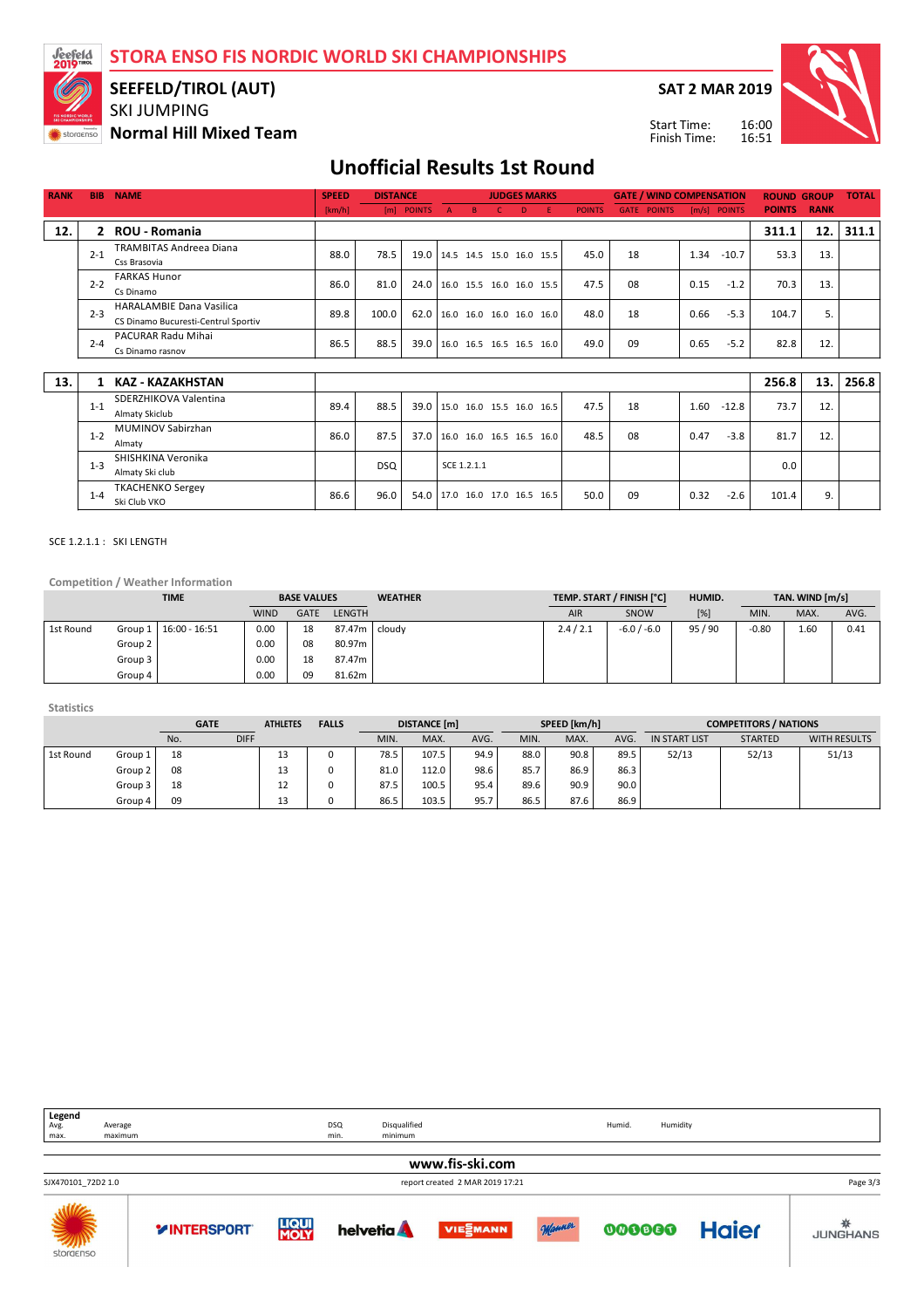# STORA ENSO FIS NORDIC WORLD SKI CHAMPIONSHIPS

## SEEFELD/TIROL (AUT)

SKI JUMPING

**Normal Hill Mixed Team**

**SAT 2 MAR 2019**

Start Time: 16:00
Finish Time: 16:51

## Unofficial Results 1st Round

| RANK | BIB | NAME | SPEED [km/h] | DISTANCE [m] | DISTANCE POINTS | JUDGES MARKS A | B | C | D | E | POINTS | GATE | GATE POINTS | WIND [m/s] | WIND POINTS | ROUND POINTS | GROUP RANK | TOTAL |
|---|---|---|---|---|---|---|---|---|---|---|---|---|---|---|---|---|---|---|
| **12.** | **2** | **ROU - Romania** | | | | | | | | | | | | | | **311.1** | **12.** | **311.1** |
| | 2-1 | TRAMBITAS Andreea Diana<br>Css Brasovia | 88.0 | 78.5 | 19.0 | 14.5 | 14.5 | 15.0 | 16.0 | 15.5 | 45.0 | 18 | | 1.34 | -10.7 | 53.3 | 13. | |
| | 2-2 | FARKAS Hunor<br>Cs Dinamo | 86.0 | 81.0 | 24.0 | 16.0 | 15.5 | 16.0 | 16.0 | 15.5 | 47.5 | 08 | | 0.15 | -1.2 | 70.3 | 13. | |
| | 2-3 | HARALAMBIE Dana Vasilica<br>CS Dinamo Bucuresti-Centrul Sportiv | 89.8 | 100.0 | 62.0 | 16.0 | 16.0 | 16.0 | 16.0 | 16.0 | 48.0 | 18 | | 0.66 | -5.3 | 104.7 | 5. | |
| | 2-4 | PACURAR Radu Mihai<br>Cs Dinamo rasnov | 86.5 | 88.5 | 39.0 | 16.0 | 16.5 | 16.5 | 16.5 | 16.0 | 49.0 | 09 | | 0.65 | -5.2 | 82.8 | 12. | |
| **13.** | **1** | **KAZ - KAZAKHSTAN** | | | | | | | | | | | | | | **256.8** | **13.** | **256.8** |
| | 1-1 | SDERZHIKOVA Valentina<br>Almaty Skiclub | 89.4 | 88.5 | 39.0 | 15.0 | 16.0 | 15.5 | 16.0 | 16.5 | 47.5 | 18 | | 1.60 | -12.8 | 73.7 | 12. | |
| | 1-2 | MUMINOV Sabirzhan<br>Almaty | 86.0 | 87.5 | 37.0 | 16.0 | 16.0 | 16.5 | 16.5 | 16.0 | 48.5 | 08 | | 0.47 | -3.8 | 81.7 | 12. | |
| | 1-3 | SHISHKINA Veronika<br>Almaty Ski club | | DSQ | | SCE 1.2.1.1 | | | | | | | | | | 0.0 | | |
| | 1-4 | TKACHENKO Sergey<br>Ski Club VKO | 86.6 | 96.0 | 54.0 | 17.0 | 16.0 | 17.0 | 16.5 | 16.5 | 50.0 | 09 | | 0.32 | -2.6 | 101.4 | 9. | |

SCE 1.2.1.1 : SKI LENGTH

### Competition / Weather Information

| | | TIME | BASE VALUES WIND | GATE | LENGTH | WEATHER | TEMP. START / FINISH [°C] AIR | SNOW | HUMID. [%] | TAN. WIND [m/s] MIN. | MAX. | AVG. |
|---|---|---|---|---|---|---|---|---|---|---|---|---|
| 1st Round | Group 1 | 16:00 - 16:51 | 0.00 | 18 | 87.47m | cloudy | 2.4 / 2.1 | -6.0 / -6.0 | 95 / 90 | -0.80 | 1.60 | 0.41 |
| | Group 2 | | 0.00 | 08 | 80.97m | | | | | | | |
| | Group 3 | | 0.00 | 18 | 87.47m | | | | | | | |
| | Group 4 | | 0.00 | 09 | 81.62m | | | | | | | |

### Statistics

| | | GATE No. | DIFF | ATHLETES | FALLS | DISTANCE [m] MIN. | MAX. | AVG. | SPEED [km/h] MIN. | MAX. | AVG. | COMPETITORS / NATIONS IN START LIST | STARTED | WITH RESULTS |
|---|---|---|---|---|---|---|---|---|---|---|---|---|---|---|
| 1st Round | Group 1 | 18 | | 13 | 0 | 78.5 | 107.5 | 94.9 | 88.0 | 90.8 | 89.5 | 52/13 | 52/13 | 51/13 |
| | Group 2 | 08 | | 13 | 0 | 81.0 | 112.0 | 98.6 | 85.7 | 86.9 | 86.3 | | | |
| | Group 3 | 18 | | 12 | 0 | 87.5 | 100.5 | 95.4 | 89.6 | 90.9 | 90.0 | | | |
| | Group 4 | 09 | | 13 | 0 | 86.5 | 103.5 | 95.7 | 86.5 | 87.6 | 86.9 | | | |

**Legend**

Avg. Average
max. maximum
DSQ Disqualified
min. minimum
Humid. Humidity

www.fis-ski.com

SJX470101_72D2 1.0 — report created 2 MAR 2019 17:21